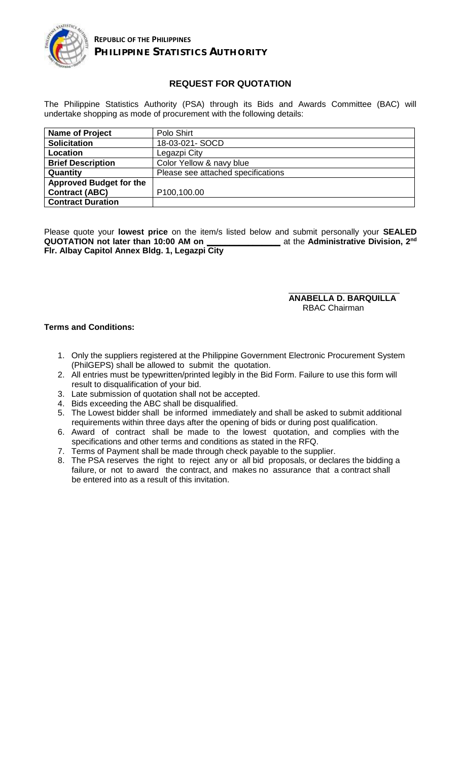**REPUBLIC OF THE PHILIPPINES**
**PHILIPPINE STATISTICS AUTHORITY**

## REQUEST FOR QUOTATION

The Philippine Statistics Authority (PSA) through its Bids and Awards Committee (BAC) will undertake shopping as mode of procurement with the following details:

| **Name of Project** | Polo Shirt |
|---|---|
| **Solicitation** | 18-03-021- SOCD |
| **Location** | Legazpi City |
| **Brief Description** | Color Yellow & navy blue |
| **Quantity** | Please see attached specifications |
| **Approved Budget for the Contract (ABC)** | P100,100.00 |
| **Contract Duration** | |

Please quote your **lowest price** on the item/s listed below and submit personally your **SEALED QUOTATION not later than 10:00 AM on \_\_\_\_\_\_\_\_\_\_\_\_\_\_\_** at the **Administrative Division, 2nd Flr. Albay Capitol Annex Bldg. 1, Legazpi City**

**ANABELLA D. BARQUILLA**
RBAC Chairman

**Terms and Conditions:**

1. Only the suppliers registered at the Philippine Government Electronic Procurement System (PhilGEPS) shall be allowed to submit the quotation.
2. All entries must be typewritten/printed legibly in the Bid Form. Failure to use this form will result to disqualification of your bid.
3. Late submission of quotation shall not be accepted.
4. Bids exceeding the ABC shall be disqualified.
5. The Lowest bidder shall be informed immediately and shall be asked to submit additional requirements within three days after the opening of bids or during post qualification.
6. Award of contract shall be made to the lowest quotation, and complies with the specifications and other terms and conditions as stated in the RFQ.
7. Terms of Payment shall be made through check payable to the supplier.
8. The PSA reserves the right to reject any or all bid proposals, or declares the bidding a failure, or not to award the contract, and makes no assurance that a contract shall be entered into as a result of this invitation.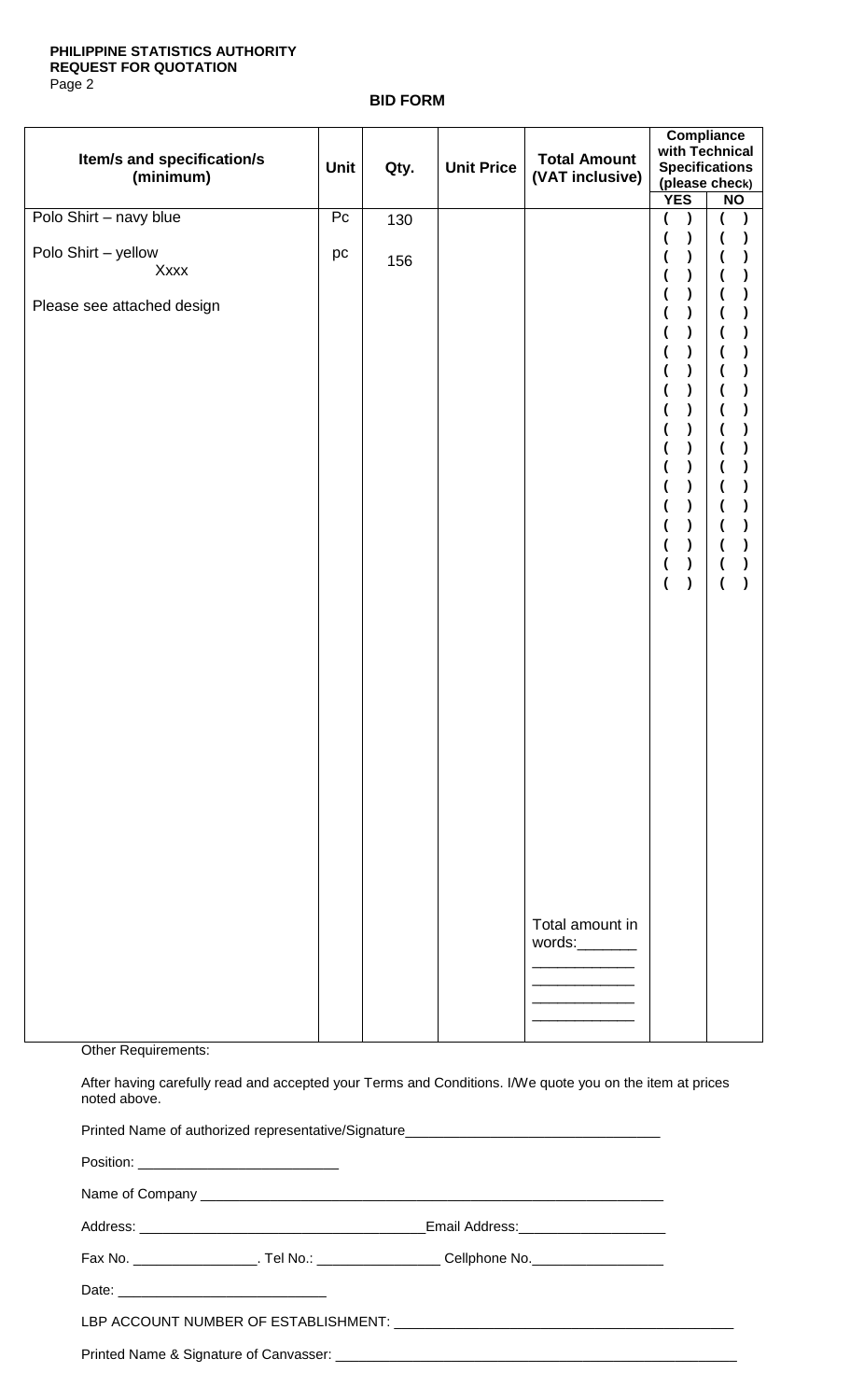## BID FORM

| Item/s and specification/s (minimum) | Unit | Qty. | Unit Price | Total Amount (VAT inclusive) | Compliance with Technical Specifications (please check) | |
|---|---|---|---|---|---|---|
| | | | | | YES | NO |
| Polo Shirt – navy blue | Pc | 130 | | | ( ) | ( ) |
| Polo Shirt – yellow<br>Xxxx | pc | 156 | | | ( ) | ( ) |
| Please see attached design | | | | | ( ) | ( ) |
| | | | | Total amount in words:_______<br>____________<br>____________<br>____________<br>____________ | | |

Other Requirements:

After having carefully read and accepted your Terms and Conditions. I/We quote you on the item at prices noted above.

Printed Name of authorized representative/Signature________________________________

Position: __________________________

Name of Company ____________________________________________________________

Address: ____________________________________Email Address:___________________

Fax No. ________________. Tel No.: ________________ Cellphone No._________________

Date: ___________________________

LBP ACCOUNT NUMBER OF ESTABLISHMENT: ___________________________________________

Printed Name & Signature of Canvasser: ____________________________________________________